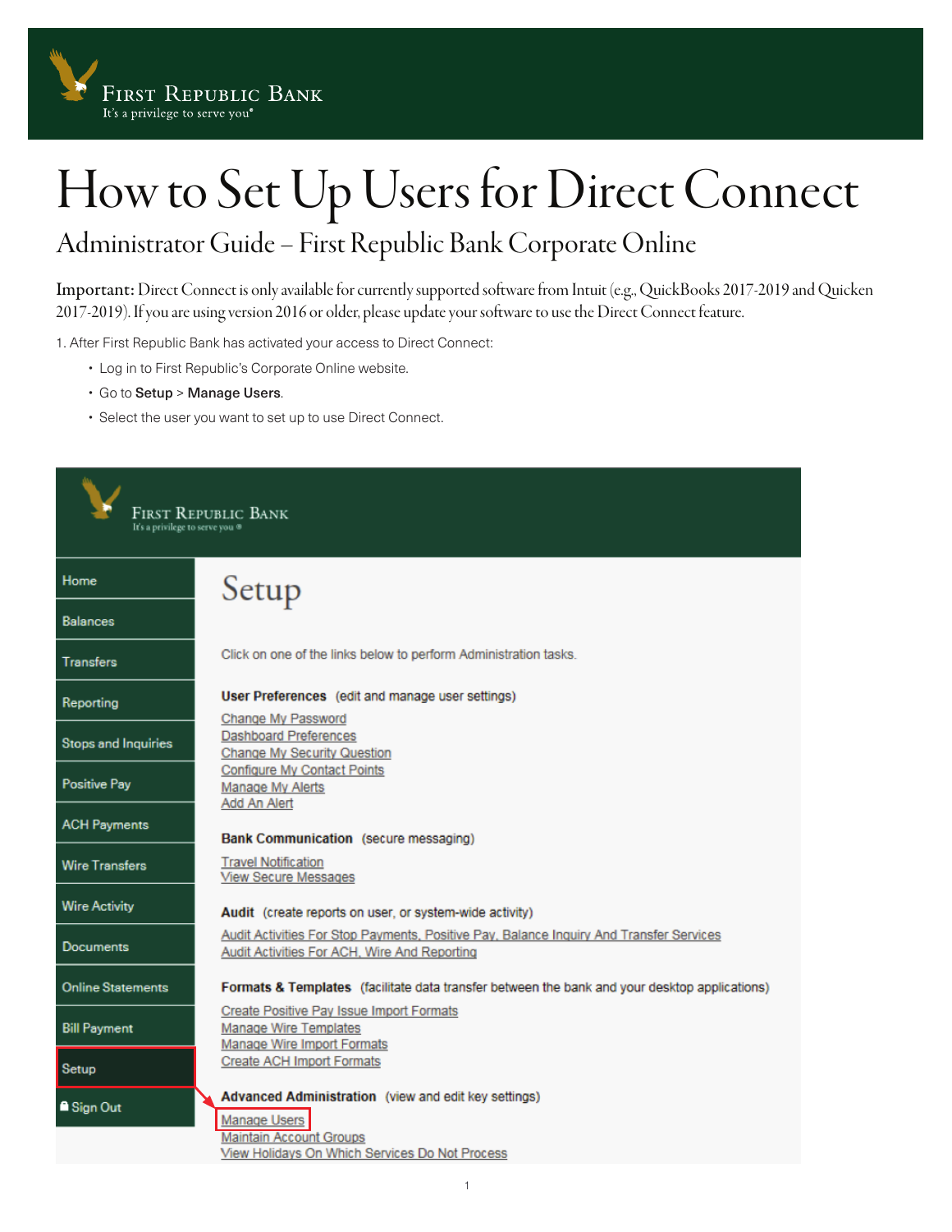# How to Set Up Users for Direct Connect

## Administrator Guide – First Republic Bank Corporate Online

**Important:** Direct Connect is only available for currently supported software from Intuit (e.g., QuickBooks 2017-2019 and Quicken 2017-2019). If you are using version 2016 or older, please update your software to use the Direct Connect feature.

1. After First Republic Bank has activated your access to Direct Connect:
   - Log in to First Republic's Corporate Online website.
   - Go to **Setup** > **Manage Users**.
   - Select the user you want to set up to use Direct Connect.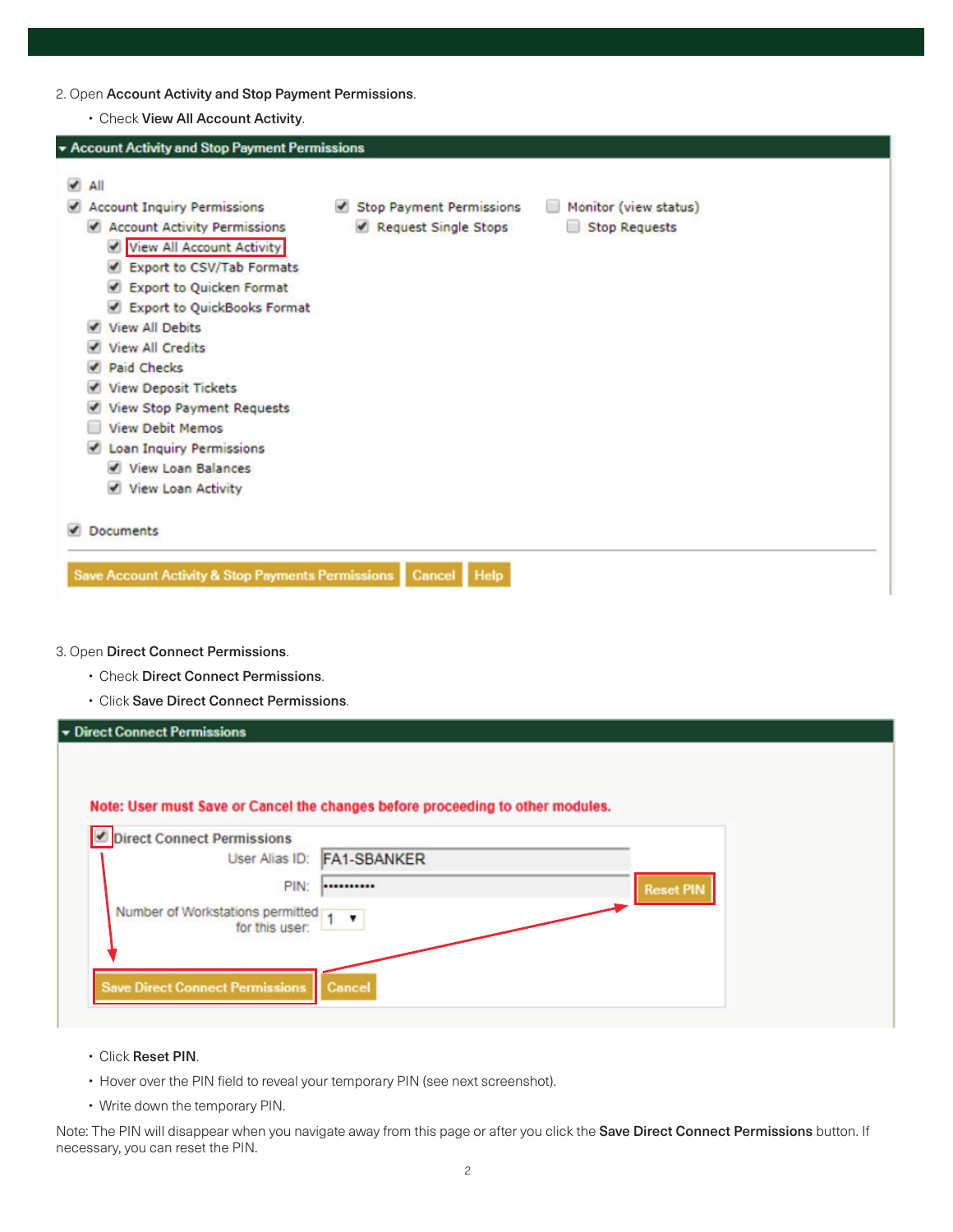2. Open **Account Activity and Stop Payment Permissions**.

   • Check **View All Account Activity**.

▾ Account Activity and Stop Payment Permissions

- [x] All
- [x] Account Inquiry Permissions
  - [x] Account Activity Permissions
    - [x] View All Account Activity
    - [x] Export to CSV/Tab Formats
    - [x] Export to Quicken Format
    - [x] Export to QuickBooks Format
  - [x] View All Debits
  - [x] View All Credits
  - [x] Paid Checks
  - [x] View Deposit Tickets
  - [x] View Stop Payment Requests
  - [ ] View Debit Memos
  - [x] Loan Inquiry Permissions
    - [x] View Loan Balances
    - [x] View Loan Activity
- [x] Stop Payment Permissions
  - [x] Request Single Stops
- [ ] Monitor (view status)
  - [ ] Stop Requests
- [x] Documents

Save Account Activity & Stop Payments Permissions | Cancel | Help

3. Open **Direct Connect Permissions**.

   • Check **Direct Connect Permissions**.

   • Click **Save Direct Connect Permissions**.

▾ Direct Connect Permissions

**Note: User must Save or Cancel the changes before proceeding to other modules.**

- [x] Direct Connect Permissions

User Alias ID: FA1-SBANKER

PIN: •••••••••• Reset PIN

Number of Workstations permitted for this user: 1

Save Direct Connect Permissions | Cancel

   • Click **Reset PIN**.

   • Hover over the PIN field to reveal your temporary PIN (see next screenshot).

   • Write down the temporary PIN.

Note: The PIN will disappear when you navigate away from this page or after you click the **Save Direct Connect Permissions** button. If necessary, you can reset the PIN.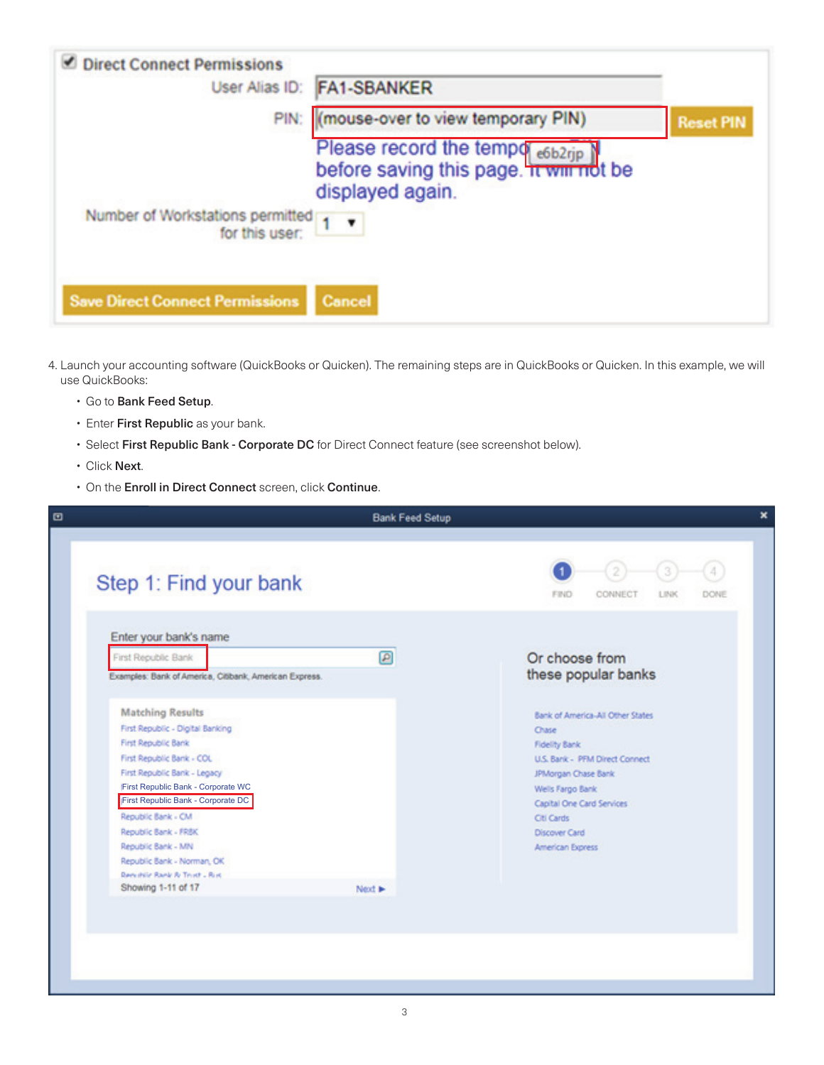4. Launch your accounting software (QuickBooks or Quicken). The remaining steps are in QuickBooks or Quicken. In this example, we will use QuickBooks:
   - Go to **Bank Feed Setup**.
   - Enter **First Republic** as your bank.
   - Select **First Republic Bank - Corporate DC** for Direct Connect feature (see screenshot below).
   - Click **Next**.
   - On the **Enroll in Direct Connect** screen, click **Continue**.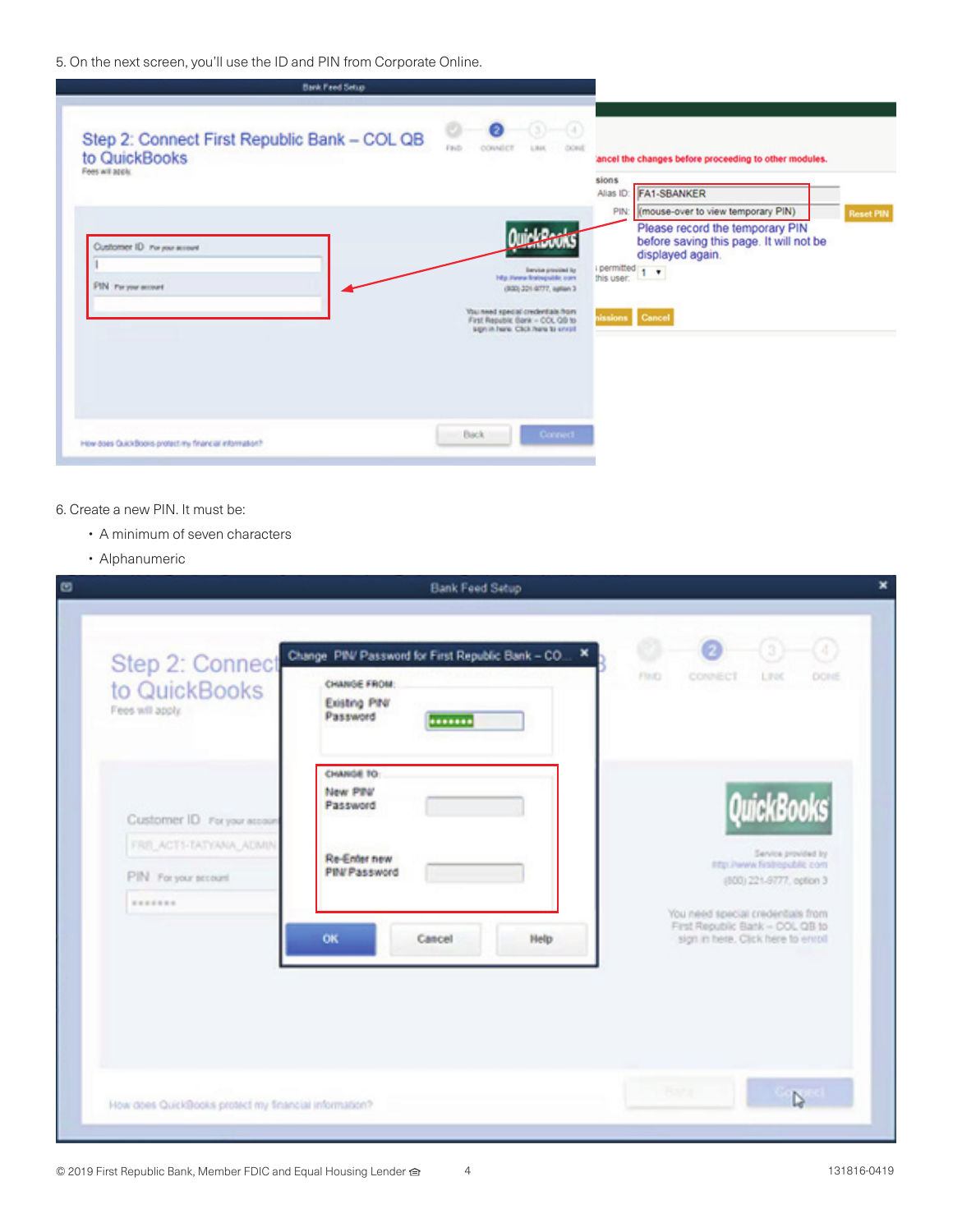5. On the next screen, you'll use the ID and PIN from Corporate Online.

6. Create a new PIN. It must be:

- A minimum of seven characters
- Alphanumeric